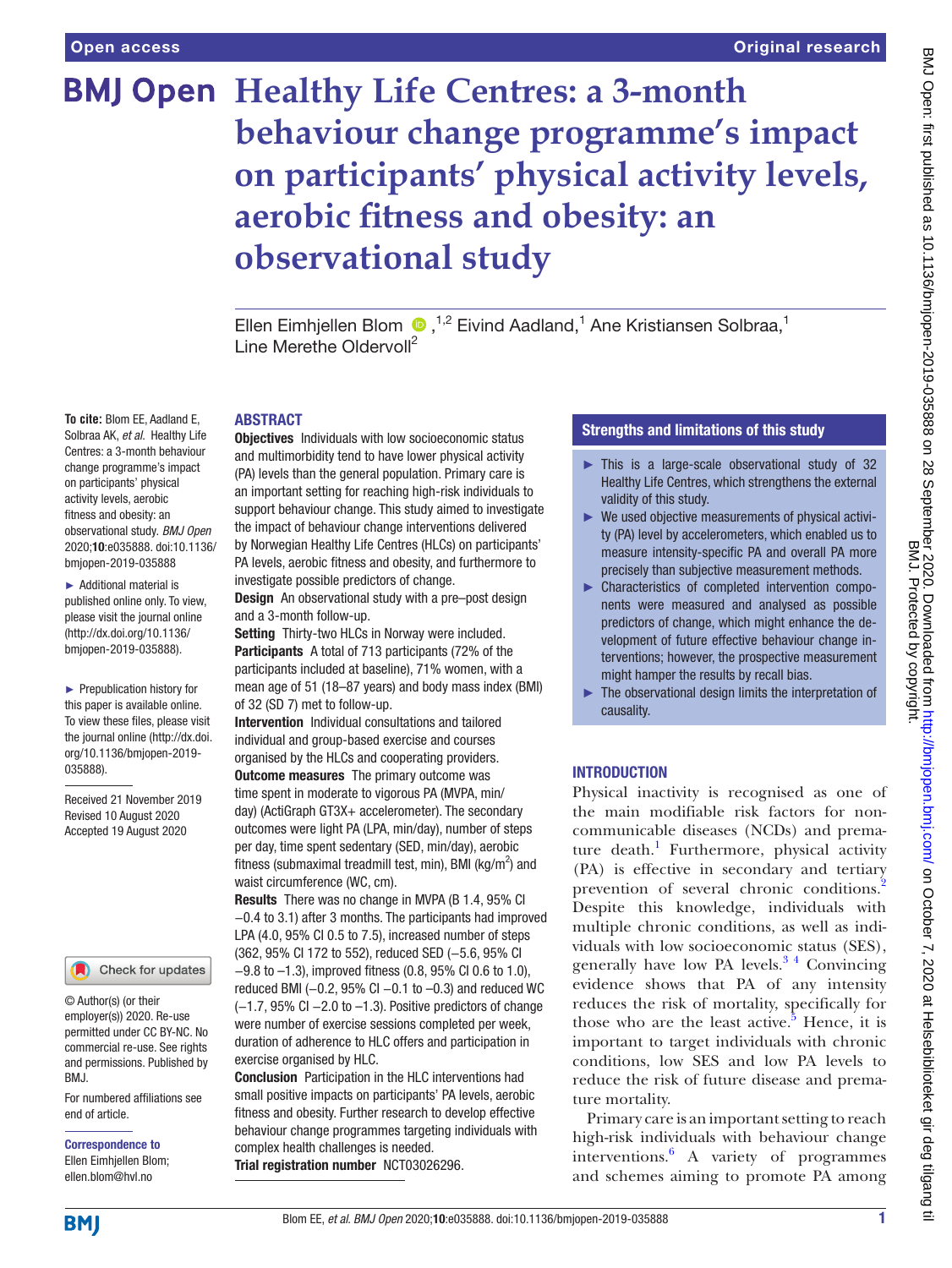# Healthy Life Centres: a 3-month behaviour change programme's impact on participants' physical activity levels, aerobic fitness and obesity: an observational study

Ellen Eimhjellen Blom ,[1,2] Eivind Aadland,[1] Ane Kristiansen Solbraa,[1] Line Merethe Oldervoll[2]

**To cite:** Blom EE, Aadland E, Solbraa AK, *et al*. Healthy Life Centres: a 3-month behaviour change programme's impact on participants' physical activity levels, aerobic fitness and obesity: an observational study. *BMJ Open* 2020;**10**:e035888. doi:10.1136/bmjopen-2019-035888

► Additional material is published online only. To view, please visit the journal online (http://dx.doi.org/10.1136/bmjopen-2019-035888).

► Prepublication history for this paper is available online. To view these files, please visit the journal online (http://dx.doi.org/10.1136/bmjopen-2019-035888).

Received 21 November 2019
Revised 10 August 2020
Accepted 19 August 2020

© Author(s) (or their employer(s)) 2020. Re-use permitted under CC BY-NC. No commercial re-use. See rights and permissions. Published by BMJ.

For numbered affiliations see end of article.

**Correspondence to**
Ellen Eimhjellen Blom;
ellen.blom@hvl.no

## ABSTRACT

**Objectives** Individuals with low socioeconomic status and multimorbidity tend to have lower physical activity (PA) levels than the general population. Primary care is an important setting for reaching high-risk individuals to support behaviour change. This study aimed to investigate the impact of behaviour change interventions delivered by Norwegian Healthy Life Centres (HLCs) on participants' PA levels, aerobic fitness and obesity, and furthermore to investigate possible predictors of change.

**Design** An observational study with a pre–post design and a 3-month follow-up.

**Setting** Thirty-two HLCs in Norway were included.

**Participants** A total of 713 participants (72% of the participants included at baseline), 71% women, with a mean age of 51 (18–87 years) and body mass index (BMI) of 32 (SD 7) met to follow-up.

**Intervention** Individual consultations and tailored individual and group-based exercise and courses organised by the HLCs and cooperating providers.

**Outcome measures** The primary outcome was time spent in moderate to vigorous PA (MVPA, min/day) (ActiGraph GT3X+ accelerometer). The secondary outcomes were light PA (LPA, min/day), number of steps per day, time spent sedentary (SED, min/day), aerobic fitness (submaximal treadmill test, min), BMI (kg/m$^2$) and waist circumference (WC, cm).

**Results** There was no change in MVPA (B 1.4, 95% CI −0.4 to 3.1) after 3 months. The participants had improved LPA (4.0, 95% CI 0.5 to 7.5), increased number of steps (362, 95% CI 172 to 552), reduced SED (−5.6, 95% CI −9.8 to −1.3), improved fitness (0.8, 95% CI 0.6 to 1.0), reduced BMI (−0.2, 95% CI −0.1 to −0.3) and reduced WC (−1.7, 95% CI −2.0 to −1.3). Positive predictors of change were number of exercise sessions completed per week, duration of adherence to HLC offers and participation in exercise organised by HLC.

**Conclusion** Participation in the HLC interventions had small positive impacts on participants' PA levels, aerobic fitness and obesity. Further research to develop effective behaviour change programmes targeting individuals with complex health challenges is needed.

**Trial registration number** NCT03026296.

## Strengths and limitations of this study

- ► This is a large-scale observational study of 32 Healthy Life Centres, which strengthens the external validity of this study.
- ► We used objective measurements of physical activity (PA) level by accelerometers, which enabled us to measure intensity-specific PA and overall PA more precisely than subjective measurement methods.
- ► Characteristics of completed intervention components were measured and analysed as possible predictors of change, which might enhance the development of future effective behaviour change interventions; however, the prospective measurement might hamper the results by recall bias.
- ► The observational design limits the interpretation of causality.

## INTRODUCTION

Physical inactivity is recognised as one of the main modifiable risk factors for non-communicable diseases (NCDs) and premature death.[1] Furthermore, physical activity (PA) is effective in secondary and tertiary prevention of several chronic conditions.[2] Despite this knowledge, individuals with multiple chronic conditions, as well as individuals with low socioeconomic status (SES), generally have low PA levels.[3,4] Convincing evidence shows that PA of any intensity reduces the risk of mortality, specifically for those who are the least active.[5] Hence, it is important to target individuals with chronic conditions, low SES and low PA levels to reduce the risk of future disease and premature mortality.

Primary care is an important setting to reach high-risk individuals with behaviour change interventions.[6] A variety of programmes and schemes aiming to promote PA among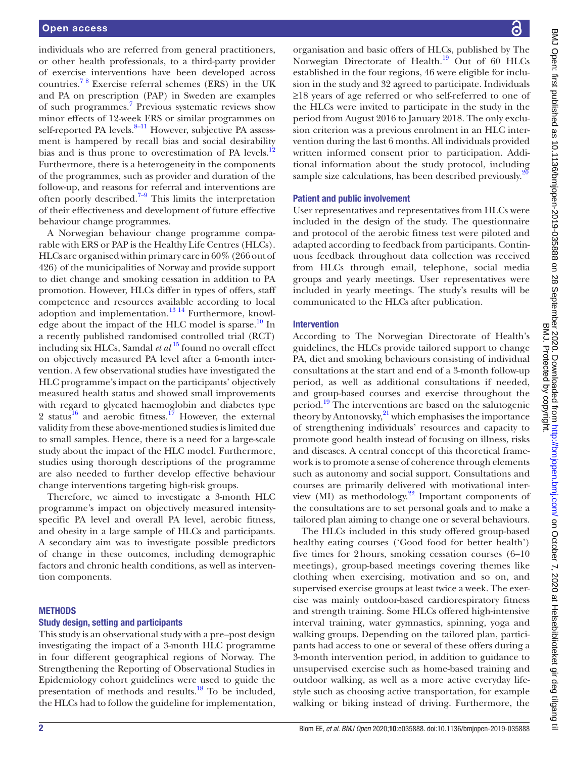individuals who are referred from general practitioners, or other health professionals, to a third-party provider of exercise interventions have been developed across countries.[7,8] Exercise referral schemes (ERS) in the UK and PA on prescription (PAP) in Sweden are examples of such programmes.[7] Previous systematic reviews show minor effects of 12-week ERS or similar programmes on self-reported PA levels.[8–11] However, subjective PA assessment is hampered by recall bias and social desirability bias and is thus prone to overestimation of PA levels.[12] Furthermore, there is a heterogeneity in the components of the programmes, such as provider and duration of the follow-up, and reasons for referral and interventions are often poorly described.[7–9] This limits the interpretation of their effectiveness and development of future effective behaviour change programmes.

A Norwegian behaviour change programme comparable with ERS or PAP is the Healthy Life Centres (HLCs). HLCs are organised within primary care in 60% (266 out of 426) of the municipalities of Norway and provide support to diet change and smoking cessation in addition to PA promotion. However, HLCs differ in types of offers, staff competence and resources available according to local adoption and implementation.[13,14] Furthermore, knowledge about the impact of the HLC model is sparse.[10] In a recently published randomised controlled trial (RCT) including six HLCs, Samdal *et al*[15] found no overall effect on objectively measured PA level after a 6-month intervention. A few observational studies have investigated the HLC programme's impact on the participants' objectively measured health status and showed small improvements with regard to glycated haemoglobin and diabetes type 2 status[16] and aerobic fitness.[17] However, the external validity from these above-mentioned studies is limited due to small samples. Hence, there is a need for a large-scale study about the impact of the HLC model. Furthermore, studies using thorough descriptions of the programme are also needed to further develop effective behaviour change interventions targeting high-risk groups.

Therefore, we aimed to investigate a 3-month HLC programme's impact on objectively measured intensity-specific PA level and overall PA level, aerobic fitness, and obesity in a large sample of HLCs and participants. A secondary aim was to investigate possible predictors of change in these outcomes, including demographic factors and chronic health conditions, as well as intervention components.

## METHODS

### Study design, setting and participants

This study is an observational study with a pre–post design investigating the impact of a 3-month HLC programme in four different geographical regions of Norway. The Strengthening the Reporting of Observational Studies in Epidemiology cohort guidelines were used to guide the presentation of methods and results.[18] To be included, the HLCs had to follow the guideline for implementation, organisation and basic offers of HLCs, published by The Norwegian Directorate of Health.[19] Out of 60 HLCs established in the four regions, 46 were eligible for inclusion in the study and 32 agreed to participate. Individuals ≥18 years of age referred or who self-referred to one of the HLCs were invited to participate in the study in the period from August 2016 to January 2018. The only exclusion criterion was a previous enrolment in an HLC intervention during the last 6 months. All individuals provided written informed consent prior to participation. Additional information about the study protocol, including sample size calculations, has been described previously.[20]

### Patient and public involvement

User representatives and representatives from HLCs were included in the design of the study. The questionnaire and protocol of the aerobic fitness test were piloted and adapted according to feedback from participants. Continuous feedback throughout data collection was received from HLCs through email, telephone, social media groups and yearly meetings. User representatives were included in yearly meetings. The study's results will be communicated to the HLCs after publication.

### Intervention

According to The Norwegian Directorate of Health's guidelines, the HLCs provide tailored support to change PA, diet and smoking behaviours consisting of individual consultations at the start and end of a 3-month follow-up period, as well as additional consultations if needed, and group-based courses and exercise throughout the period.[19] The interventions are based on the salutogenic theory by Antonovsky,[21] which emphasises the importance of strengthening individuals' resources and capacity to promote good health instead of focusing on illness, risks and diseases. A central concept of this theoretical framework is to promote a sense of coherence through elements such as autonomy and social support. Consultations and courses are primarily delivered with motivational interview (MI) as methodology.[22] Important components of the consultations are to set personal goals and to make a tailored plan aiming to change one or several behaviours.

The HLCs included in this study offered group-based healthy eating courses ('Good food for better health') five times for 2 hours, smoking cessation courses (6–10 meetings), group-based meetings covering themes like clothing when exercising, motivation and so on, and supervised exercise groups at least twice a week. The exercise was mainly outdoor-based cardiorespiratory fitness and strength training. Some HLCs offered high-intensive interval training, water gymnastics, spinning, yoga and walking groups. Depending on the tailored plan, participants had access to one or several of these offers during a 3-month intervention period, in addition to guidance to unsupervised exercise such as home-based training and outdoor walking, as well as a more active everyday lifestyle such as choosing active transportation, for example walking or biking instead of driving. Furthermore, the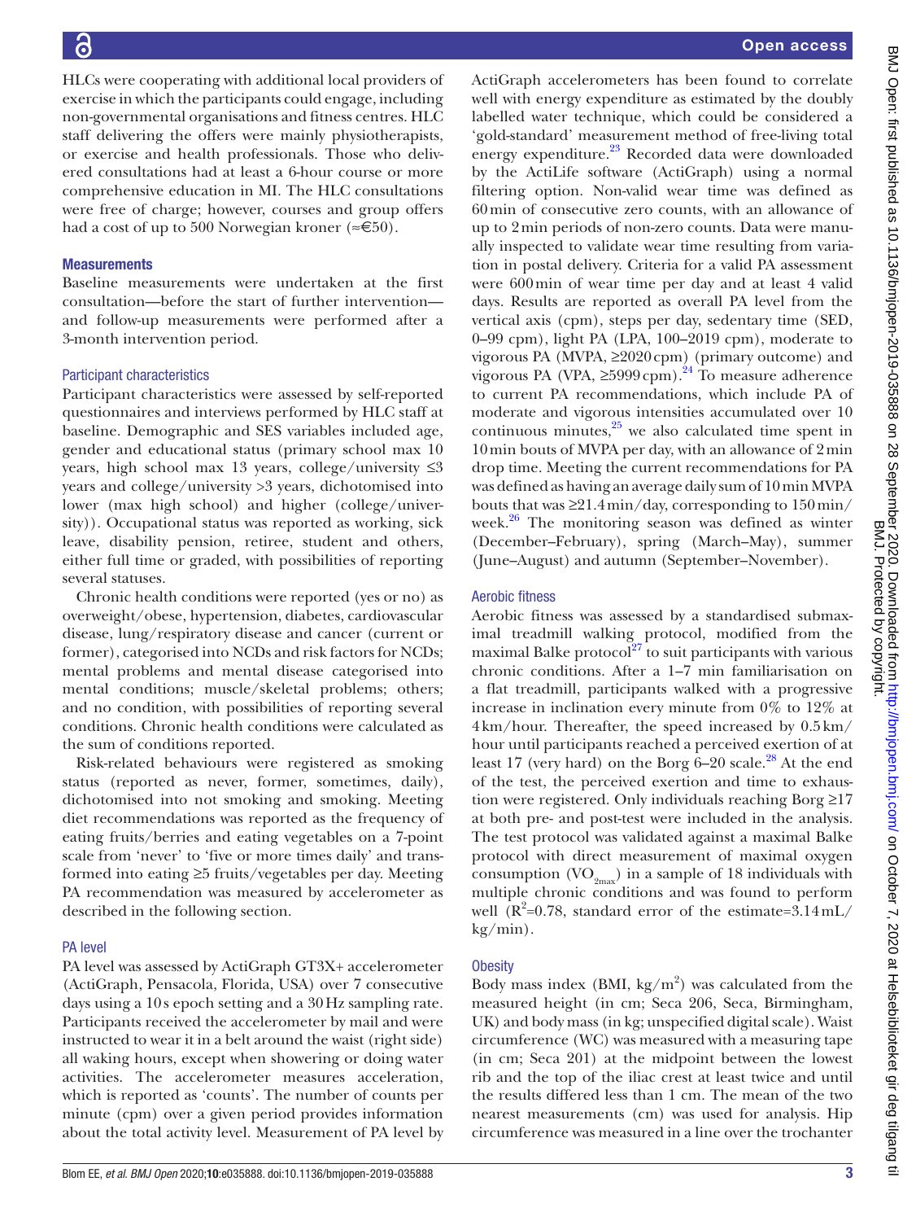HLCs were cooperating with additional local providers of exercise in which the participants could engage, including non-governmental organisations and fitness centres. HLC staff delivering the offers were mainly physiotherapists, or exercise and health professionals. Those who delivered consultations had at least a 6-hour course or more comprehensive education in MI. The HLC consultations were free of charge; however, courses and group offers had a cost of up to 500 Norwegian kroner (≈€50).

## Measurements

Baseline measurements were undertaken at the first consultation—before the start of further intervention—and follow-up measurements were performed after a 3-month intervention period.

### Participant characteristics

Participant characteristics were assessed by self-reported questionnaires and interviews performed by HLC staff at baseline. Demographic and SES variables included age, gender and educational status (primary school max 10 years, high school max 13 years, college/university ≤3 years and college/university >3 years, dichotomised into lower (max high school) and higher (college/university)). Occupational status was reported as working, sick leave, disability pension, retiree, student and others, either full time or graded, with possibilities of reporting several statuses.

Chronic health conditions were reported (yes or no) as overweight/obese, hypertension, diabetes, cardiovascular disease, lung/respiratory disease and cancer (current or former), categorised into NCDs and risk factors for NCDs; mental problems and mental disease categorised into mental conditions; muscle/skeletal problems; others; and no condition, with possibilities of reporting several conditions. Chronic health conditions were calculated as the sum of conditions reported.

Risk-related behaviours were registered as smoking status (reported as never, former, sometimes, daily), dichotomised into not smoking and smoking. Meeting diet recommendations was reported as the frequency of eating fruits/berries and eating vegetables on a 7-point scale from 'never' to 'five or more times daily' and transformed into eating ≥5 fruits/vegetables per day. Meeting PA recommendation was measured by accelerometer as described in the following section.

### PA level

PA level was assessed by ActiGraph GT3X+ accelerometer (ActiGraph, Pensacola, Florida, USA) over 7 consecutive days using a 10 s epoch setting and a 30 Hz sampling rate. Participants received the accelerometer by mail and were instructed to wear it in a belt around the waist (right side) all waking hours, except when showering or doing water activities. The accelerometer measures acceleration, which is reported as 'counts'. The number of counts per minute (cpm) over a given period provides information about the total activity level. Measurement of PA level by ActiGraph accelerometers has been found to correlate well with energy expenditure as estimated by the doubly labelled water technique, which could be considered a 'gold-standard' measurement method of free-living total energy expenditure.[23] Recorded data were downloaded by the ActiLife software (ActiGraph) using a normal filtering option. Non-valid wear time was defined as 60 min of consecutive zero counts, with an allowance of up to 2 min periods of non-zero counts. Data were manually inspected to validate wear time resulting from variation in postal delivery. Criteria for a valid PA assessment were 600 min of wear time per day and at least 4 valid days. Results are reported as overall PA level from the vertical axis (cpm), steps per day, sedentary time (SED, 0–99 cpm), light PA (LPA, 100–2019 cpm), moderate to vigorous PA (MVPA, ≥2020 cpm) (primary outcome) and vigorous PA (VPA, ≥5999 cpm).[24] To measure adherence to current PA recommendations, which include PA of moderate and vigorous intensities accumulated over 10 continuous minutes,[25] we also calculated time spent in 10 min bouts of MVPA per day, with an allowance of 2 min drop time. Meeting the current recommendations for PA was defined as having an average daily sum of 10 min MVPA bouts that was ≥21.4 min/day, corresponding to 150 min/week.[26] The monitoring season was defined as winter (December–February), spring (March–May), summer (June–August) and autumn (September–November).

### Aerobic fitness

Aerobic fitness was assessed by a standardised submaximal treadmill walking protocol, modified from the maximal Balke protocol[27] to suit participants with various chronic conditions. After a 1–7 min familiarisation on a flat treadmill, participants walked with a progressive increase in inclination every minute from 0% to 12% at 4 km/hour. Thereafter, the speed increased by 0.5 km/hour until participants reached a perceived exertion of at least 17 (very hard) on the Borg 6–20 scale.[28] At the end of the test, the perceived exertion and time to exhaustion were registered. Only individuals reaching Borg ≥17 at both pre- and post-test were included in the analysis. The test protocol was validated against a maximal Balke protocol with direct measurement of maximal oxygen consumption ($VO_{2max}$) in a sample of 18 individuals with multiple chronic conditions and was found to perform well ($R^2$=0.78, standard error of the estimate=3.14 mL/kg/min).

### Obesity

Body mass index (BMI, $kg/m^2$) was calculated from the measured height (in cm; Seca 206, Seca, Birmingham, UK) and body mass (in kg; unspecified digital scale). Waist circumference (WC) was measured with a measuring tape (in cm; Seca 201) at the midpoint between the lowest rib and the top of the iliac crest at least twice and until the results differed less than 1 cm. The mean of the two nearest measurements (cm) was used for analysis. Hip circumference was measured in a line over the trochanter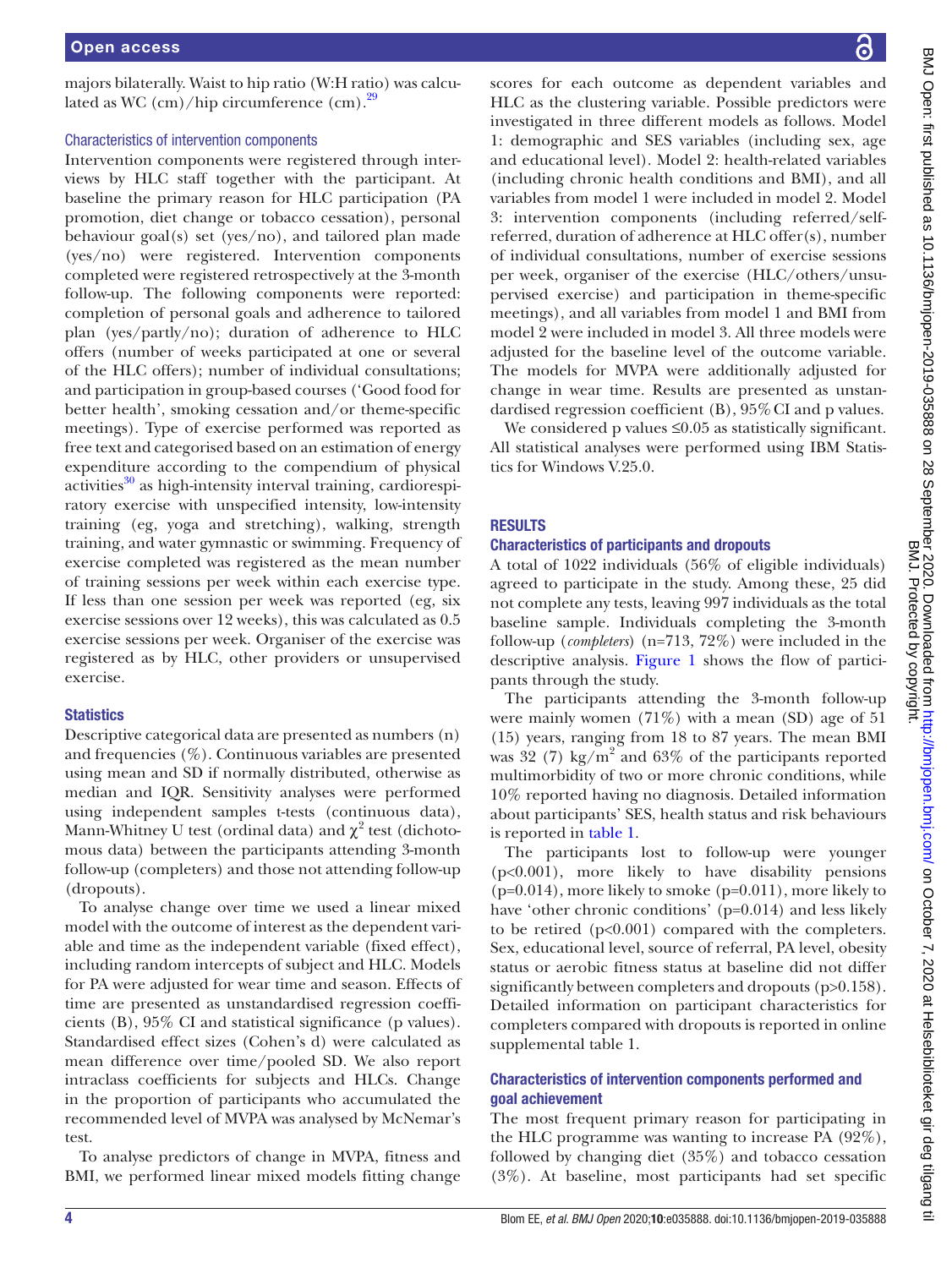majors bilaterally. Waist to hip ratio (W:H ratio) was calculated as WC (cm)/hip circumference (cm).[29]

### Characteristics of intervention components

Intervention components were registered through interviews by HLC staff together with the participant. At baseline the primary reason for HLC participation (PA promotion, diet change or tobacco cessation), personal behaviour goal(s) set (yes/no), and tailored plan made (yes/no) were registered. Intervention components completed were registered retrospectively at the 3-month follow-up. The following components were reported: completion of personal goals and adherence to tailored plan (yes/partly/no); duration of adherence to HLC offers (number of weeks participated at one or several of the HLC offers); number of individual consultations; and participation in group-based courses ('Good food for better health', smoking cessation and/or theme-specific meetings). Type of exercise performed was reported as free text and categorised based on an estimation of energy expenditure according to the compendium of physical activities[30] as high-intensity interval training, cardiorespiratory exercise with unspecified intensity, low-intensity training (eg, yoga and stretching), walking, strength training, and water gymnastic or swimming. Frequency of exercise completed was registered as the mean number of training sessions per week within each exercise type. If less than one session per week was reported (eg, six exercise sessions over 12 weeks), this was calculated as 0.5 exercise sessions per week. Organiser of the exercise was registered as by HLC, other providers or unsupervised exercise.

### Statistics

Descriptive categorical data are presented as numbers (n) and frequencies (%). Continuous variables are presented using mean and SD if normally distributed, otherwise as median and IQR. Sensitivity analyses were performed using independent samples t-tests (continuous data), Mann-Whitney U test (ordinal data) and $\chi^2$ test (dichotomous data) between the participants attending 3-month follow-up (completers) and those not attending follow-up (dropouts).

To analyse change over time we used a linear mixed model with the outcome of interest as the dependent variable and time as the independent variable (fixed effect), including random intercepts of subject and HLC. Models for PA were adjusted for wear time and season. Effects of time are presented as unstandardised regression coefficients (B), 95% CI and statistical significance (p values). Standardised effect sizes (Cohen's d) were calculated as mean difference over time/pooled SD. We also report intraclass coefficients for subjects and HLCs. Change in the proportion of participants who accumulated the recommended level of MVPA was analysed by McNemar's test.

To analyse predictors of change in MVPA, fitness and BMI, we performed linear mixed models fitting change scores for each outcome as dependent variables and HLC as the clustering variable. Possible predictors were investigated in three different models as follows. Model 1: demographic and SES variables (including sex, age and educational level). Model 2: health-related variables (including chronic health conditions and BMI), and all variables from model 1 were included in model 2. Model 3: intervention components (including referred/self-referred, duration of adherence at HLC offer(s), number of individual consultations, number of exercise sessions per week, organiser of the exercise (HLC/others/unsupervised exercise) and participation in theme-specific meetings), and all variables from model 1 and BMI from model 2 were included in model 3. All three models were adjusted for the baseline level of the outcome variable. The models for MVPA were additionally adjusted for change in wear time. Results are presented as unstandardised regression coefficients (B), 95% CI and p values.

We considered p values ≤0.05 as statistically significant. All statistical analyses were performed using IBM Statistics for Windows V.25.0.

## RESULTS

### Characteristics of participants and dropouts

A total of 1022 individuals (56% of eligible individuals) agreed to participate in the study. Among these, 25 did not complete any tests, leaving 997 individuals as the total baseline sample. Individuals completing the 3-month follow-up (*completers*) (n=713, 72%) were included in the descriptive analysis. Figure 1 shows the flow of participants through the study.

The participants attending the 3-month follow-up were mainly women (71%) with a mean (SD) age of 51 (15) years, ranging from 18 to 87 years. The mean BMI was 32 (7) kg/m$^2$ and 63% of the participants reported multimorbidity of two or more chronic conditions, while 10% reported having no diagnosis. Detailed information about participants' SES, health status and risk behaviours is reported in table 1.

The participants lost to follow-up were younger (p<0.001), more likely to have disability pensions (p=0.014), more likely to smoke (p=0.011), more likely to have 'other chronic conditions' (p=0.014) and less likely to be retired (p<0.001) compared with the completers. Sex, educational level, source of referral, PA level, obesity status or aerobic fitness status at baseline did not differ significantly between completers and dropouts (p>0.158). Detailed information on participant characteristics for completers compared with dropouts is reported in online supplemental table 1.

### Characteristics of intervention components performed and goal achievement

The most frequent primary reason for participating in the HLC programme was wanting to increase PA (92%), followed by changing diet (35%) and tobacco cessation (3%). At baseline, most participants had set specific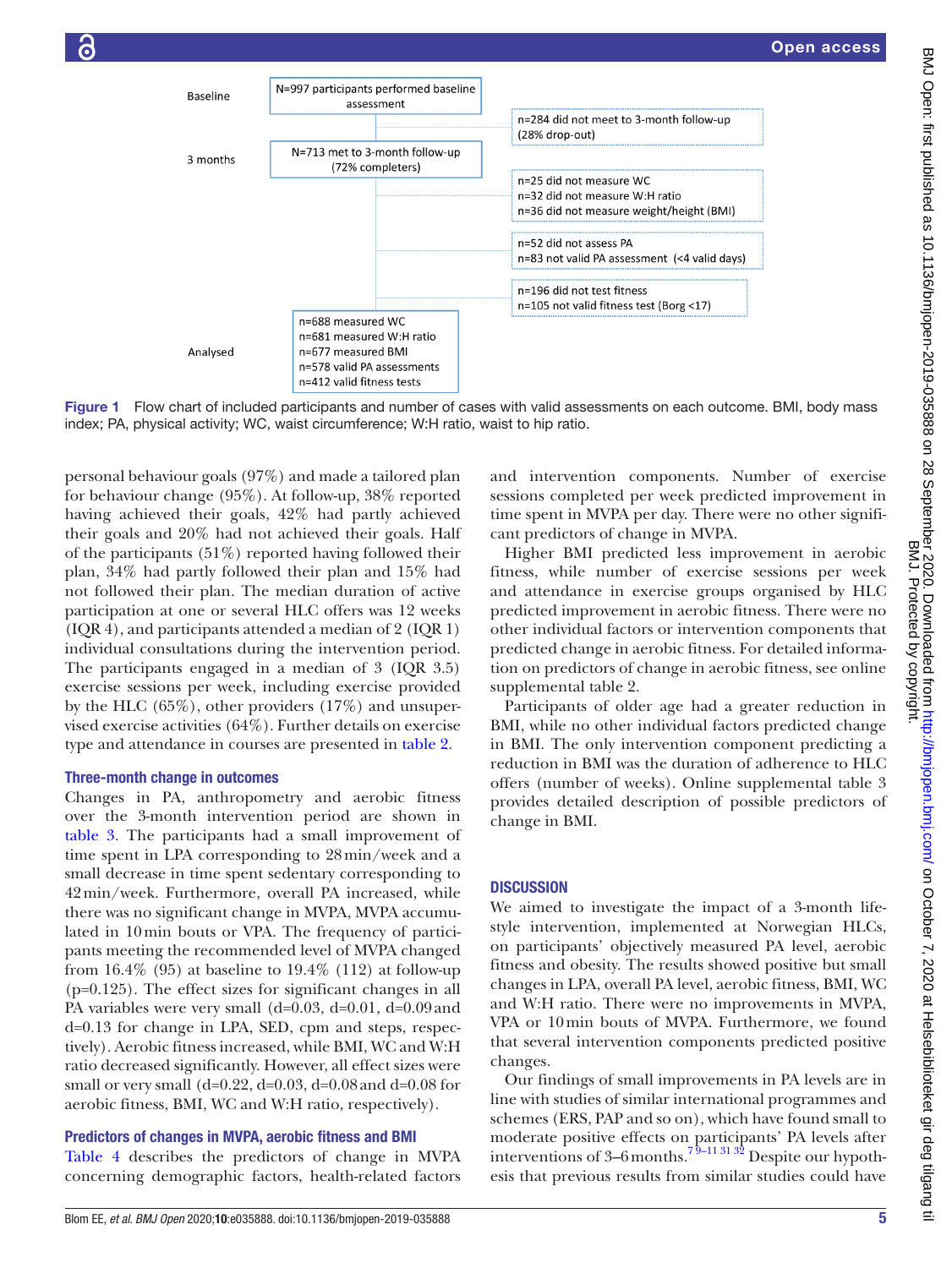Baseline

N=997 participants performed baseline assessment

n=284 did not meet to 3-month follow-up (28% drop-out)

3 months

N=713 met to 3-month follow-up (72% completers)

n=25 did not measure WC
n=32 did not measure W:H ratio
n=36 did not measure weight/height (BMI)

n=52 did not assess PA
n=83 not valid PA assessment (<4 valid days)

n=196 did not test fitness
n=105 not valid fitness test (Borg <17)

Analysed

n=688 measured WC
n=681 measured W:H ratio
n=677 measured BMI
n=578 valid PA assessments
n=412 valid fitness tests

**Figure 1** Flow chart of included participants and number of cases with valid assessments on each outcome. BMI, body mass index; PA, physical activity; WC, waist circumference; W:H ratio, waist to hip ratio.

personal behaviour goals (97%) and made a tailored plan for behaviour change (95%). At follow-up, 38% reported having achieved their goals, 42% had partly achieved their goals and 20% had not achieved their goals. Half of the participants (51%) reported having followed their plan, 34% had partly followed their plan and 15% had not followed their plan. The median duration of active participation at one or several HLC offers was 12 weeks (IQR 4), and participants attended a median of 2 (IQR 1) individual consultations during the intervention period. The participants engaged in a median of 3 (IQR 3.5) exercise sessions per week, including exercise provided by the HLC (65%), other providers (17%) and unsupervised exercise activities (64%). Further details on exercise type and attendance in courses are presented in table 2.

### Three-month change in outcomes

Changes in PA, anthropometry and aerobic fitness over the 3-month intervention period are shown in table 3. The participants had a small improvement of time spent in LPA corresponding to 28 min/week and a small decrease in time spent sedentary corresponding to 42 min/week. Furthermore, overall PA increased, while there was no significant change in MVPA, MVPA accumulated in 10 min bouts or VPA. The frequency of participants meeting the recommended level of MVPA changed from 16.4% (95) at baseline to 19.4% (112) at follow-up ($p=0.125$). The effect sizes for significant changes in all PA variables were very small ($d=0.03$, $d=0.01$, $d=0.09$ and $d=0.13$ for change in LPA, SED, cpm and steps, respectively). Aerobic fitness increased, while BMI, WC and W:H ratio decreased significantly. However, all effect sizes were small or very small ($d=0.22$, $d=0.03$, $d=0.08$ and $d=0.08$ for aerobic fitness, BMI, WC and W:H ratio, respectively).

### Predictors of changes in MVPA, aerobic fitness and BMI

Table 4 describes the predictors of change in MVPA concerning demographic factors, health-related factors and intervention components. Number of exercise sessions completed per week predicted improvement in time spent in MVPA per day. There were no other significant predictors of change in MVPA.

Higher BMI predicted less improvement in aerobic fitness, while number of exercise sessions per week and attendance in exercise groups organised by HLC predicted improvement in aerobic fitness. There were no other individual factors or intervention components that predicted change in aerobic fitness. For detailed information on predictors of change in aerobic fitness, see online supplemental table 2.

Participants of older age had a greater reduction in BMI, while no other individual factors predicted change in BMI. The only intervention component predicting a reduction in BMI was the duration of adherence to HLC offers (number of weeks). Online supplemental table 3 provides detailed description of possible predictors of change in BMI.

## DISCUSSION

We aimed to investigate the impact of a 3-month lifestyle intervention, implemented at Norwegian HLCs, on participants' objectively measured PA level, aerobic fitness and obesity. The results showed positive but small changes in LPA, overall PA level, aerobic fitness, BMI, WC and W:H ratio. There were no improvements in MVPA, VPA or 10 min bouts of MVPA. Furthermore, we found that several intervention components predicted positive changes.

Our findings of small improvements in PA levels are in line with studies of similar international programmes and schemes (ERS, PAP and so on), which have found small to moderate positive effects on participants' PA levels after interventions of 3–6 months.[7 9–11 31 32] Despite our hypothesis that previous results from similar studies could have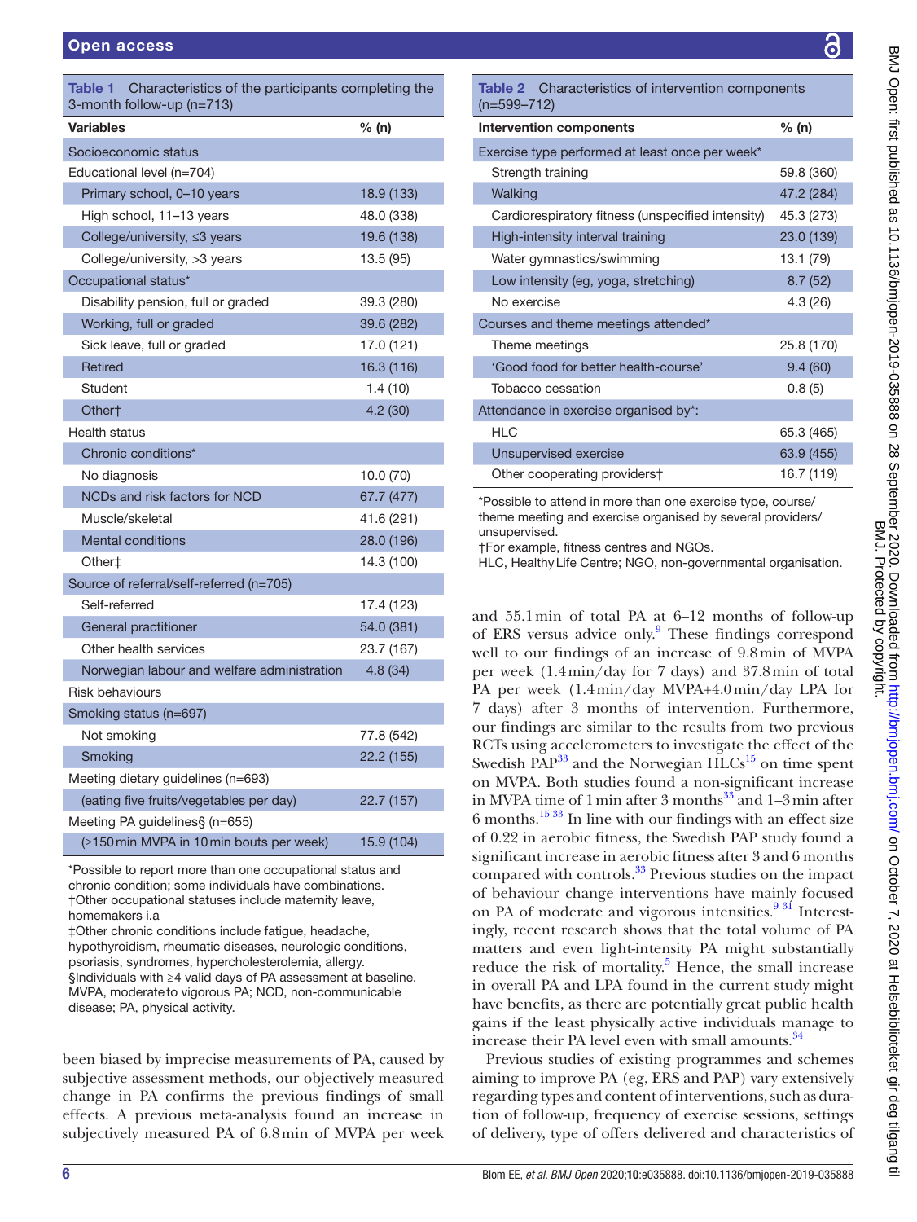**Table 1** Characteristics of the participants completing the 3-month follow-up (n=713)

| Variables | % (n) |
|---|---|
| Socioeconomic status | |
| Educational level (n=704) | |
| Primary school, 0–10 years | 18.9 (133) |
| High school, 11–13 years | 48.0 (338) |
| College/university, ≤3 years | 19.6 (138) |
| College/university, >3 years | 13.5 (95) |
| Occupational status* | |
| Disability pension, full or graded | 39.3 (280) |
| Working, full or graded | 39.6 (282) |
| Sick leave, full or graded | 17.0 (121) |
| Retired | 16.3 (116) |
| Student | 1.4 (10) |
| Other† | 4.2 (30) |
| Health status | |
| Chronic conditions* | |
| No diagnosis | 10.0 (70) |
| NCDs and risk factors for NCD | 67.7 (477) |
| Muscle/skeletal | 41.6 (291) |
| Mental conditions | 28.0 (196) |
| Other‡ | 14.3 (100) |
| Source of referral/self-referred (n=705) | |
| Self-referred | 17.4 (123) |
| General practitioner | 54.0 (381) |
| Other health services | 23.7 (167) |
| Norwegian labour and welfare administration | 4.8 (34) |
| Risk behaviours | |
| Smoking status (n=697) | |
| Not smoking | 77.8 (542) |
| Smoking | 22.2 (155) |
| Meeting dietary guidelines (n=693) | |
| (eating five fruits/vegetables per day) | 22.7 (157) |
| Meeting PA guidelines§ (n=655) | |
| (≥150 min MVPA in 10 min bouts per week) | 15.9 (104) |

*Possible to report more than one occupational status and chronic condition; some individuals have combinations.
†Other occupational statuses include maternity leave, homemakers i.a
‡Other chronic conditions include fatigue, headache, hypothyroidism, rheumatic diseases, neurologic conditions, psoriasis, syndromes, hypercholesterolemia, allergy.
§Individuals with ≥4 valid days of PA assessment at baseline.
MVPA, moderate to vigorous PA; NCD, non-communicable disease; PA, physical activity.

been biased by imprecise measurements of PA, caused by subjective assessment methods, our objectively measured change in PA confirms the previous findings of small effects. A previous meta-analysis found an increase in subjectively measured PA of 6.8 min of MVPA per week and 55.1 min of total PA at 6–12 months of follow-up of ERS versus advice only.[9] These findings correspond well to our findings of an increase of 9.8 min of MVPA per week (1.4 min/day for 7 days) and 37.8 min of total PA per week (1.4 min/day MVPA+4.0 min/day LPA for 7 days) after 3 months of intervention. Furthermore, our findings are similar to the results from two previous RCTs using accelerometers to investigate the effect of the Swedish PAP[33] and the Norwegian HLCs[15] on time spent on MVPA. Both studies found a non-significant increase in MVPA time of 1 min after 3 months[33] and 1–3 min after 6 months.[15 33] In line with our findings with an effect size of 0.22 in aerobic fitness, the Swedish PAP study found a significant increase in aerobic fitness after 3 and 6 months compared with controls.[33] Previous studies on the impact of behaviour change interventions have mainly focused on PA of moderate and vigorous intensities.[9 31] Interestingly, recent research shows that the total volume of PA matters and even light-intensity PA might substantially reduce the risk of mortality.[5] Hence, the small increase in overall PA and LPA found in the current study might have benefits, as there are potentially great public health gains if the least physically active individuals manage to increase their PA level even with small amounts.[34]

**Table 2** Characteristics of intervention components (n=599–712)

| Intervention components | % (n) |
|---|---|
| Exercise type performed at least once per week* | |
| Strength training | 59.8 (360) |
| Walking | 47.2 (284) |
| Cardiorespiratory fitness (unspecified intensity) | 45.3 (273) |
| High-intensity interval training | 23.0 (139) |
| Water gymnastics/swimming | 13.1 (79) |
| Low intensity (eg, yoga, stretching) | 8.7 (52) |
| No exercise | 4.3 (26) |
| Courses and theme meetings attended* | |
| Theme meetings | 25.8 (170) |
| 'Good food for better health-course' | 9.4 (60) |
| Tobacco cessation | 0.8 (5) |
| Attendance in exercise organised by*: | |
| HLC | 65.3 (465) |
| Unsupervised exercise | 63.9 (455) |
| Other cooperating providers† | 16.7 (119) |

*Possible to attend in more than one exercise type, course/theme meeting and exercise organised by several providers/unsupervised.
†For example, fitness centres and NGOs.
HLC, Healthy Life Centre; NGO, non-governmental organisation.

Previous studies of existing programmes and schemes aiming to improve PA (eg, ERS and PAP) vary extensively regarding types and content of interventions, such as duration of follow-up, frequency of exercise sessions, settings of delivery, type of offers delivered and characteristics of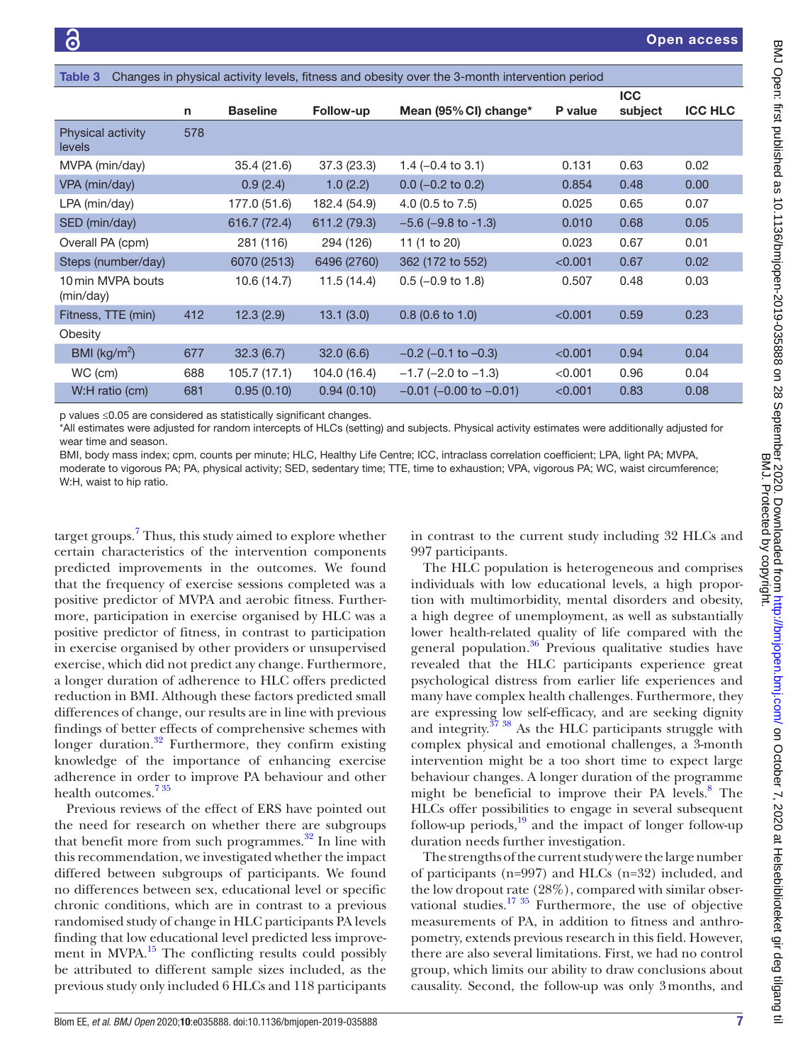**Table 3** Changes in physical activity levels, fitness and obesity over the 3-month intervention period

| | n | Baseline | Follow-up | Mean (95% CI) change* | P value | ICC subject | ICC HLC |
|---|---|---|---|---|---|---|---|
| Physical activity levels | 578 | | | | | | |
| MVPA (min/day) | | 35.4 (21.6) | 37.3 (23.3) | 1.4 (−0.4 to 3.1) | 0.131 | 0.63 | 0.02 |
| VPA (min/day) | | 0.9 (2.4) | 1.0 (2.2) | 0.0 (−0.2 to 0.2) | 0.854 | 0.48 | 0.00 |
| LPA (min/day) | | 177.0 (51.6) | 182.4 (54.9) | 4.0 (0.5 to 7.5) | 0.025 | 0.65 | 0.07 |
| SED (min/day) | | 616.7 (72.4) | 611.2 (79.3) | −5.6 (−9.8 to -1.3) | 0.010 | 0.68 | 0.05 |
| Overall PA (cpm) | | 281 (116) | 294 (126) | 11 (1 to 20) | 0.023 | 0.67 | 0.01 |
| Steps (number/day) | | 6070 (2513) | 6496 (2760) | 362 (172 to 552) | <0.001 | 0.67 | 0.02 |
| 10 min MVPA bouts (min/day) | | 10.6 (14.7) | 11.5 (14.4) | 0.5 (−0.9 to 1.8) | 0.507 | 0.48 | 0.03 |
| Fitness, TTE (min) | 412 | 12.3 (2.9) | 13.1 (3.0) | 0.8 (0.6 to 1.0) | <0.001 | 0.59 | 0.23 |
| Obesity | | | | | | | |
| BMI (kg/m$^2$) | 677 | 32.3 (6.7) | 32.0 (6.6) | −0.2 (−0.1 to −0.3) | <0.001 | 0.94 | 0.04 |
| WC (cm) | 688 | 105.7 (17.1) | 104.0 (16.4) | −1.7 (−2.0 to −1.3) | <0.001 | 0.96 | 0.04 |
| W:H ratio (cm) | 681 | 0.95 (0.10) | 0.94 (0.10) | −0.01 (−0.00 to −0.01) | <0.001 | 0.83 | 0.08 |

p values ≤0.05 are considered as statistically significant changes.

*All estimates were adjusted for random intercepts of HLCs (setting) and subjects. Physical activity estimates were additionally adjusted for wear time and season.

BMI, body mass index; cpm, counts per minute; HLC, Healthy Life Centre; ICC, intraclass correlation coefficient; LPA, light PA; MVPA, moderate to vigorous PA; PA, physical activity; SED, sedentary time; TTE, time to exhaustion; VPA, vigorous PA; WC, waist circumference; W:H, waist to hip ratio.

target groups.[7] Thus, this study aimed to explore whether certain characteristics of the intervention components predicted improvements in the outcomes. We found that the frequency of exercise sessions completed was a positive predictor of MVPA and aerobic fitness. Furthermore, participation in exercise organised by HLC was a positive predictor of fitness, in contrast to participation in exercise organised by other providers or unsupervised exercise, which did not predict any change. Furthermore, a longer duration of adherence to HLC offers predicted reduction in BMI. Although these factors predicted small differences of change, our results are in line with previous findings of better effects of comprehensive schemes with longer duration.[32] Furthermore, they confirm existing knowledge of the importance of enhancing exercise adherence in order to improve PA behaviour and other health outcomes.[7 35]

Previous reviews of the effect of ERS have pointed out the need for research on whether there are subgroups that benefit more from such programmes.[32] In line with this recommendation, we investigated whether the impact differed between subgroups of participants. We found no differences between sex, educational level or specific chronic conditions, which are in contrast to a previous randomised study of change in HLC participants PA levels finding that low educational level predicted less improvement in MVPA.[15] The conflicting results could possibly be attributed to different sample sizes included, as the previous study only included 6 HLCs and 118 participants in contrast to the current study including 32 HLCs and 997 participants.

The HLC population is heterogeneous and comprises individuals with low educational levels, a high proportion with multimorbidity, mental disorders and obesity, a high degree of unemployment, as well as substantially lower health-related quality of life compared with the general population.[36] Previous qualitative studies have revealed that the HLC participants experience great psychological distress from earlier life experiences and many have complex health challenges. Furthermore, they are expressing low self-efficacy, and are seeking dignity and integrity.[37 38] As the HLC participants struggle with complex physical and emotional challenges, a 3-month intervention might be a too short time to expect large behaviour changes. A longer duration of the programme might be beneficial to improve their PA levels.[8] The HLCs offer possibilities to engage in several subsequent follow-up periods,[19] and the impact of longer follow-up duration needs further investigation.

The strengths of the current study were the large number of participants (n=997) and HLCs (n=32) included, and the low dropout rate (28%), compared with similar observational studies.[17 35] Furthermore, the use of objective measurements of PA, in addition to fitness and anthropometry, extends previous research in this field. However, there are also several limitations. First, we had no control group, which limits our ability to draw conclusions about causality. Second, the follow-up was only 3 months, and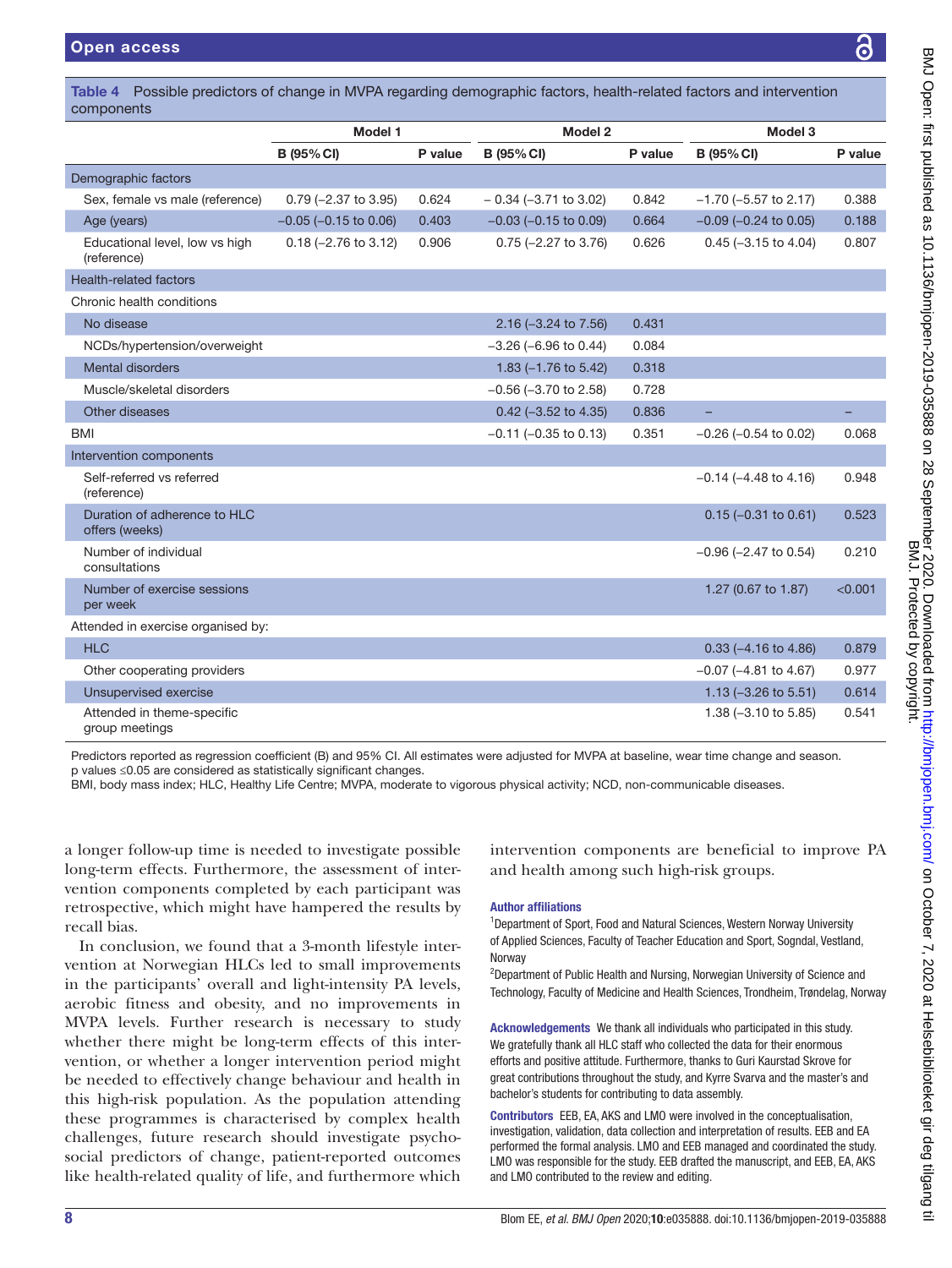**Table 4** Possible predictors of change in MVPA regarding demographic factors, health-related factors and intervention components

| | Model 1 | | Model 2 | | Model 3 | |
|---|---|---|---|---|---|---|
| | B (95% CI) | P value | B (95% CI) | P value | B (95% CI) | P value |
| **Demographic factors** | | | | | | |
| Sex, female vs male (reference) | 0.79 (−2.37 to 3.95) | 0.624 | − 0.34 (−3.71 to 3.02) | 0.842 | −1.70 (−5.57 to 2.17) | 0.388 |
| Age (years) | −0.05 (−0.15 to 0.06) | 0.403 | −0.03 (−0.15 to 0.09) | 0.664 | −0.09 (−0.24 to 0.05) | 0.188 |
| Educational level, low vs high (reference) | 0.18 (−2.76 to 3.12) | 0.906 | 0.75 (−2.27 to 3.76) | 0.626 | 0.45 (−3.15 to 4.04) | 0.807 |
| **Health-related factors** | | | | | | |
| Chronic health conditions | | | | | | |
| No disease | | | 2.16 (−3.24 to 7.56) | 0.431 | | |
| NCDs/hypertension/overweight | | | −3.26 (−6.96 to 0.44) | 0.084 | | |
| Mental disorders | | | 1.83 (−1.76 to 5.42) | 0.318 | | |
| Muscle/skeletal disorders | | | −0.56 (−3.70 to 2.58) | 0.728 | | |
| Other diseases | | | 0.42 (−3.52 to 4.35) | 0.836 | – | – |
| BMI | | | −0.11 (−0.35 to 0.13) | 0.351 | −0.26 (−0.54 to 0.02) | 0.068 |
| **Intervention components** | | | | | | |
| Self-referred vs referred (reference) | | | | | −0.14 (−4.48 to 4.16) | 0.948 |
| Duration of adherence to HLC offers (weeks) | | | | | 0.15 (−0.31 to 0.61) | 0.523 |
| Number of individual consultations | | | | | −0.96 (−2.47 to 0.54) | 0.210 |
| Number of exercise sessions per week | | | | | 1.27 (0.67 to 1.87) | <0.001 |
| Attended in exercise organised by: | | | | | | |
| HLC | | | | | 0.33 (−4.16 to 4.86) | 0.879 |
| Other cooperating providers | | | | | −0.07 (−4.81 to 4.67) | 0.977 |
| Unsupervised exercise | | | | | 1.13 (−3.26 to 5.51) | 0.614 |
| Attended in theme-specific group meetings | | | | | 1.38 (−3.10 to 5.85) | 0.541 |

Predictors reported as regression coefficient (B) and 95% CI. All estimates were adjusted for MVPA at baseline, wear time change and season.
p values ≤0.05 are considered as statistically significant changes.
BMI, body mass index; HLC, Healthy Life Centre; MVPA, moderate to vigorous physical activity; NCD, non-communicable diseases.

a longer follow-up time is needed to investigate possible long-term effects. Furthermore, the assessment of intervention components completed by each participant was retrospective, which might have hampered the results by recall bias.

In conclusion, we found that a 3-month lifestyle intervention at Norwegian HLCs led to small improvements in the participants' overall and light-intensity PA levels, aerobic fitness and obesity, and no improvements in MVPA levels. Further research is necessary to study whether there might be long-term effects of this intervention, or whether a longer intervention period might be needed to effectively change behaviour and health in this high-risk population. As the population attending these programmes is characterised by complex health challenges, future research should investigate psychosocial predictors of change, patient-reported outcomes like health-related quality of life, and furthermore which intervention components are beneficial to improve PA and health among such high-risk groups.

**Author affiliations**

[1]Department of Sport, Food and Natural Sciences, Western Norway University of Applied Sciences, Faculty of Teacher Education and Sport, Sogndal, Vestland, Norway

[2]Department of Public Health and Nursing, Norwegian University of Science and Technology, Faculty of Medicine and Health Sciences, Trondheim, Trøndelag, Norway

**Acknowledgements** We thank all individuals who participated in this study. We gratefully thank all HLC staff who collected the data for their enormous efforts and positive attitude. Furthermore, thanks to Guri Kaurstad Skrove for great contributions throughout the study, and Kyrre Svarva and the master's and bachelor's students for contributing to data assembly.

**Contributors** EEB, EA, AKS and LMO were involved in the conceptualisation, investigation, validation, data collection and interpretation of results. EEB and EA performed the formal analysis. LMO and EEB managed and coordinated the study. LMO was responsible for the study. EEB drafted the manuscript, and EEB, EA, AKS and LMO contributed to the review and editing.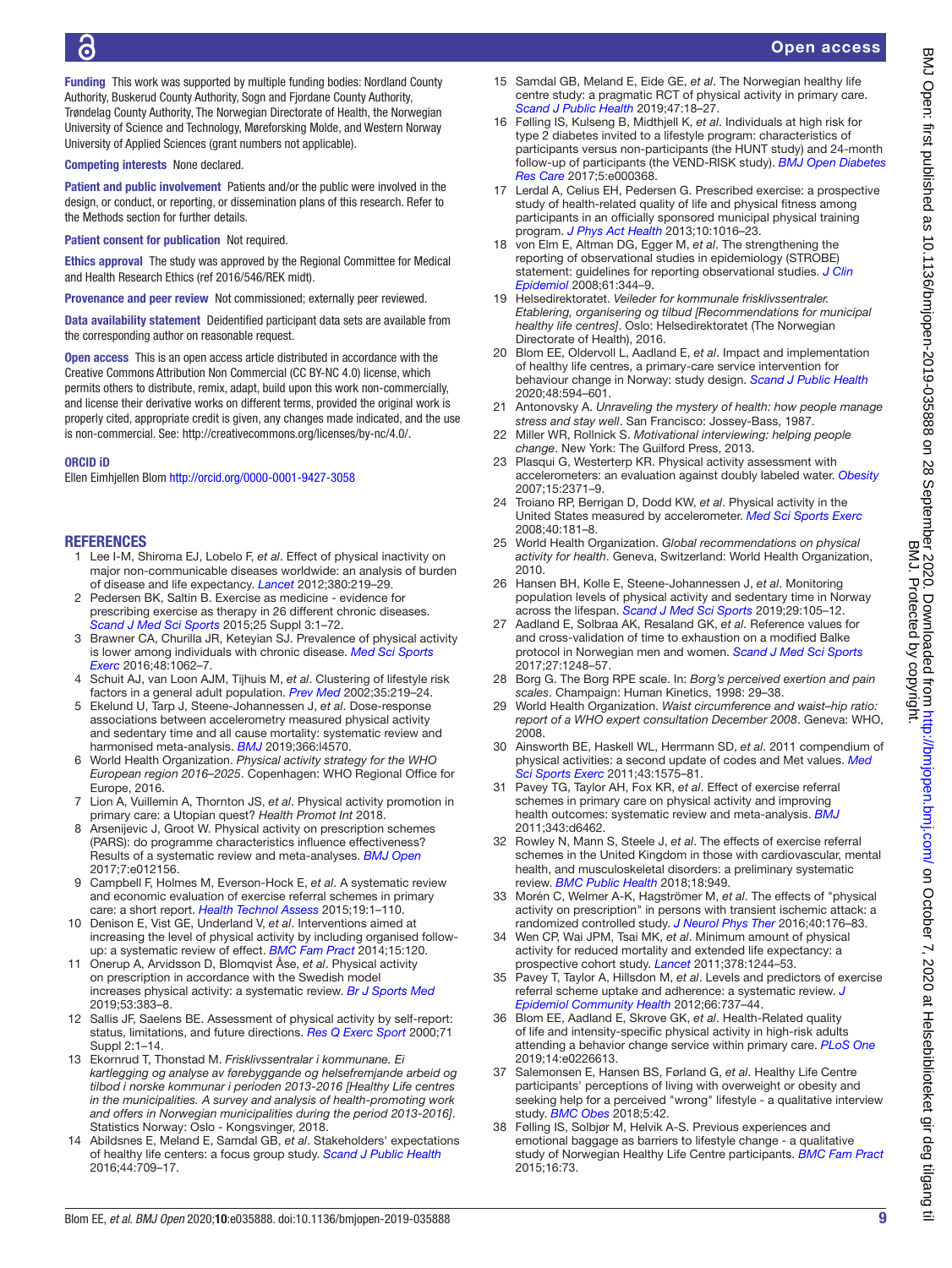**Funding** This work was supported by multiple funding bodies: Nordland County Authority, Buskerud County Authority, Sogn and Fjordane County Authority, Trøndelag County Authority, The Norwegian Directorate of Health, the Norwegian University of Science and Technology, Møreforsking Molde, and Western Norway University of Applied Sciences (grant numbers not applicable).

**Competing interests** None declared.

**Patient and public involvement** Patients and/or the public were involved in the design, or conduct, or reporting, or dissemination plans of this research. Refer to the Methods section for further details.

**Patient consent for publication** Not required.

**Ethics approval** The study was approved by the Regional Committee for Medical and Health Research Ethics (ref 2016/546/REK midt).

**Provenance and peer review** Not commissioned; externally peer reviewed.

**Data availability statement** Deidentified participant data sets are available from the corresponding author on reasonable request.

**Open access** This is an open access article distributed in accordance with the Creative Commons Attribution Non Commercial (CC BY-NC 4.0) license, which permits others to distribute, remix, adapt, build upon this work non-commercially, and license their derivative works on different terms, provided the original work is properly cited, appropriate credit is given, any changes made indicated, and the use is non-commercial. See: http://creativecommons.org/licenses/by-nc/4.0/.

**ORCID iD**

Ellen Eimhjellen Blom http://orcid.org/0000-0001-9427-3058

## REFERENCES

1. Lee I-M, Shiroma EJ, Lobelo F, *et al*. Effect of physical inactivity on major non-communicable diseases worldwide: an analysis of burden of disease and life expectancy. *Lancet* 2012;380:219–29.
2. Pedersen BK, Saltin B. Exercise as medicine - evidence for prescribing exercise as therapy in 26 different chronic diseases. *Scand J Med Sci Sports* 2015;25 Suppl 3:1–72.
3. Brawner CA, Churilla JR, Keteyian SJ. Prevalence of physical activity is lower among individuals with chronic disease. *Med Sci Sports Exerc* 2016;48:1062–7.
4. Schuit AJ, van Loon AJM, Tijhuis M, *et al*. Clustering of lifestyle risk factors in a general adult population. *Prev Med* 2002;35:219–24.
5. Ekelund U, Tarp J, Steene-Johannessen J, *et al*. Dose-response associations between accelerometry measured physical activity and sedentary time and all cause mortality: systematic review and harmonised meta-analysis. *BMJ* 2019;366:l4570.
6. World Health Organization. *Physical activity strategy for the WHO European region 2016–2025*. Copenhagen: WHO Regional Office for Europe, 2016.
7. Lion A, Vuillemin A, Thornton JS, *et al*. Physical activity promotion in primary care: a Utopian quest? *Health Promot Int* 2018.
8. Arsenijevic J, Groot W. Physical activity on prescription schemes (PARS): do programme characteristics influence effectiveness? Results of a systematic review and meta-analyses. *BMJ Open* 2017;7:e012156.
9. Campbell F, Holmes M, Everson-Hock E, *et al*. A systematic review and economic evaluation of exercise referral schemes in primary care: a short report. *Health Technol Assess* 2015;19:1–110.
10. Denison E, Vist GE, Underland V, *et al*. Interventions aimed at increasing the level of physical activity by including organised follow-up: a systematic review of effect. *BMC Fam Pract* 2014;15:120.
11. Onerup A, Arvidsson D, Blomqvist Åse, *et al*. Physical activity on prescription in accordance with the Swedish model increases physical activity: a systematic review. *Br J Sports Med* 2019;53:383–8.
12. Sallis JF, Saelens BE. Assessment of physical activity by self-report: status, limitations, and future directions. *Res Q Exerc Sport* 2000;71 Suppl 2:1–14.
13. Ekornrud T, Thonstad M. *Frisklivssentralar i kommunane. Ei kartlegging og analyse av førebyggande og helsefremjande arbeid og tilbod i norske kommunar i perioden 2013-2016 [Healthy Life centres in the municipalities. A survey and analysis of health-promoting work and offers in Norwegian municipalities during the period 2013-2016]*. Statistics Norway: Oslo - Kongsvinger, 2018.
14. Abildsnes E, Meland E, Samdal GB, *et al*. Stakeholders' expectations of healthy life centers: a focus group study. *Scand J Public Health* 2016;44:709–17.
15. Samdal GB, Meland E, Eide GE, *et al*. The Norwegian healthy life centre study: a pragmatic RCT of physical activity in primary care. *Scand J Public Health* 2019;47:18–27.
16. Følling IS, Kulseng B, Midthjell K, *et al*. Individuals at high risk for type 2 diabetes invited to a lifestyle program: characteristics of participants versus non-participants (the HUNT study) and 24-month follow-up of participants (the VEND-RISK study). *BMJ Open Diabetes Res Care* 2017;5:e000368.
17. Lerdal A, Celius EH, Pedersen G. Prescribed exercise: a prospective study of health-related quality of life and physical fitness among participants in an officially sponsored municipal physical training program. *J Phys Act Health* 2013;10:1016–23.
18. von Elm E, Altman DG, Egger M, *et al*. The strengthening the reporting of observational studies in epidemiology (STROBE) statement: guidelines for reporting observational studies. *J Clin Epidemiol* 2008;61:344–9.
19. Helsedirektoratet. *Veileder for kommunale frisklivssentraler. Etablering, organisering og tilbud [Recommendations for municipal healthy life centres]*. Oslo: Helsedirektoratet (The Norwegian Directorate of Health), 2016.
20. Blom EE, Oldervoll L, Aadland E, *et al*. Impact and implementation of healthy life centres, a primary-care service intervention for behaviour change in Norway: study design. *Scand J Public Health* 2020;48:594–601.
21. Antonovsky A. *Unraveling the mystery of health: how people manage stress and stay well*. San Francisco: Jossey-Bass, 1987.
22. Miller WR, Rollnick S. *Motivational interviewing: helping people change*. New York: The Guilford Press, 2013.
23. Plasqui G, Westerterp KR. Physical activity assessment with accelerometers: an evaluation against doubly labeled water. *Obesity* 2007;15:2371–9.
24. Troiano RP, Berrigan D, Dodd KW, *et al*. Physical activity in the United States measured by accelerometer. *Med Sci Sports Exerc* 2008;40:181–8.
25. World Health Organization. *Global recommendations on physical activity for health*. Geneva, Switzerland: World Health Organization, 2010.
26. Hansen BH, Kolle E, Steene-Johannessen J, *et al*. Monitoring population levels of physical activity and sedentary time in Norway across the lifespan. *Scand J Med Sci Sports* 2019;29:105–12.
27. Aadland E, Solbraa AK, Resaland GK, *et al*. Reference values for and cross-validation of time to exhaustion on a modified Balke protocol in Norwegian men and women. *Scand J Med Sci Sports* 2017;27:1248–57.
28. Borg G. The Borg RPE scale. In: *Borg's perceived exertion and pain scales*. Champaign: Human Kinetics, 1998: 29–38.
29. World Health Organization. *Waist circumference and waist–hip ratio: report of a WHO expert consultation December 2008*. Geneva: WHO, 2008.
30. Ainsworth BE, Haskell WL, Herrmann SD, *et al*. 2011 compendium of physical activities: a second update of codes and Met values. *Med Sci Sports Exerc* 2011;43:1575–81.
31. Pavey TG, Taylor AH, Fox KR, *et al*. Effect of exercise referral schemes in primary care on physical activity and improving health outcomes: systematic review and meta-analysis. *BMJ* 2011;343:d6462.
32. Rowley N, Mann S, Steele J, *et al*. The effects of exercise referral schemes in the United Kingdom in those with cardiovascular, mental health, and musculoskeletal disorders: a preliminary systematic review. *BMC Public Health* 2018;18:949.
33. Morén C, Welmer A-K, Hagströmer M, *et al*. The effects of "physical activity on prescription" in persons with transient ischemic attack: a randomized controlled study. *J Neurol Phys Ther* 2016;40:176–83.
34. Wen CP, Wai JPM, Tsai MK, *et al*. Minimum amount of physical activity for reduced mortality and extended life expectancy: a prospective cohort study. *Lancet* 2011;378:1244–53.
35. Pavey T, Taylor A, Hillsdon M, *et al*. Levels and predictors of exercise referral scheme uptake and adherence: a systematic review. *J Epidemiol Community Health* 2012;66:737–44.
36. Blom EE, Aadland E, Skrove GK, *et al*. Health-Related quality of life and intensity-specific physical activity in high-risk adults attending a behavior change service within primary care. *PLoS One* 2019;14:e0226613.
37. Salemonsen E, Hansen BS, Førland G, *et al*. Healthy Life Centre participants' perceptions of living with overweight or obesity and seeking help for a perceived "wrong" lifestyle - a qualitative interview study. *BMC Obes* 2018;5:42.
38. Følling IS, Solbjør M, Helvik A-S. Previous experiences and emotional baggage as barriers to lifestyle change - a qualitative study of Norwegian Healthy Life Centre participants. *BMC Fam Pract* 2015;16:73.